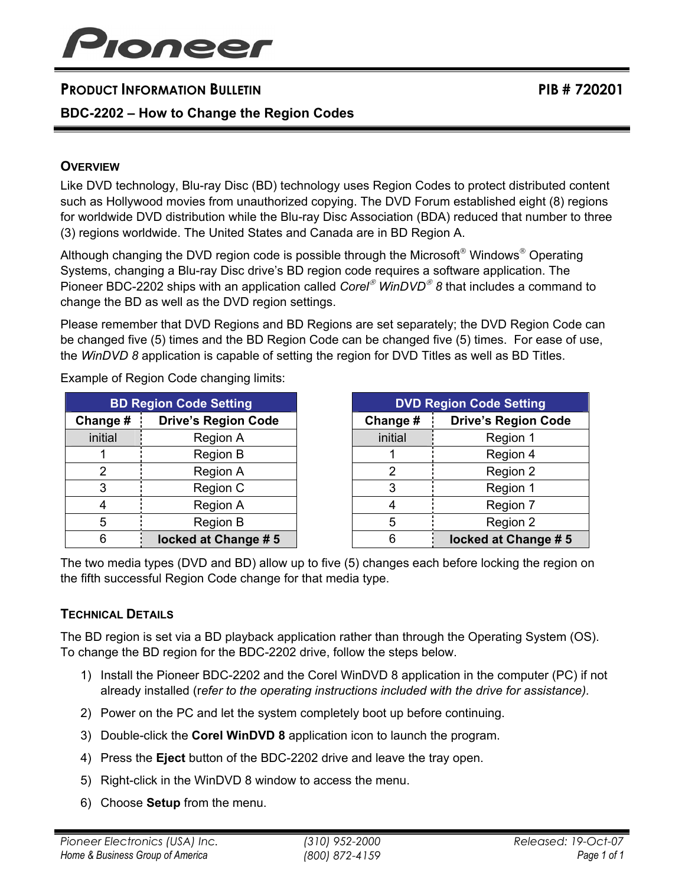Pioneer

# PRODUCT INFORMATION BULLETIN — PIB # 720201

## BDC-2202 – How to Change the Region Codes

### OVERVIEW

Like DVD technology, Blu-ray Disc (BD) technology uses Region Codes to protect distributed content such as Hollywood movies from unauthorized copying. The DVD Forum established eight (8) regions for worldwide DVD distribution while the Blu-ray Disc Association (BDA) reduced that number to three (3) regions worldwide. The United States and Canada are in BD Region A.

Although changing the DVD region code is possible through the Microsoft® Windows® Operating Systems, changing a Blu-ray Disc drive's BD region code requires a software application. The Pioneer BDC-2202 ships with an application called *Corel® WinDVD® 8* that includes a command to change the BD as well as the DVD region settings.

Please remember that DVD Regions and BD Regions are set separately; the DVD Region Code can be changed five (5) times and the BD Region Code can be changed five (5) times. For ease of use, the *WinDVD 8* application is capable of setting the region for DVD Titles as well as BD Titles.

Example of Region Code changing limits:

| BD Region Code Setting | |
|---|---|
| **Change #** | **Drive's Region Code** |
| initial | Region A |
| 1 | Region B |
| 2 | Region A |
| 3 | Region C |
| 4 | Region A |
| 5 | Region B |
| 6 | **locked at Change # 5** |

| DVD Region Code Setting | |
|---|---|
| **Change #** | **Drive's Region Code** |
| initial | Region 1 |
| 1 | Region 4 |
| 2 | Region 2 |
| 3 | Region 1 |
| 4 | Region 7 |
| 5 | Region 2 |
| 6 | **locked at Change # 5** |

The two media types (DVD and BD) allow up to five (5) changes each before locking the region on the fifth successful Region Code change for that media type.

### TECHNICAL DETAILS

The BD region is set via a BD playback application rather than through the Operating System (OS). To change the BD region for the BDC-2202 drive, follow the steps below.

1) Install the Pioneer BDC-2202 and the Corel WinDVD 8 application in the computer (PC) if not already installed (*refer to the operating instructions included with the drive for assistance).*
2) Power on the PC and let the system completely boot up before continuing.
3) Double-click the **Corel WinDVD 8** application icon to launch the program.
4) Press the **Eject** button of the BDC-2202 drive and leave the tray open.
5) Right-click in the WinDVD 8 window to access the menu.
6) Choose **Setup** from the menu.

*Pioneer Electronics (USA) Inc.* *(310) 952-2000* *Released: 19-Oct-07*
*Home & Business Group of America* *(800) 872-4159*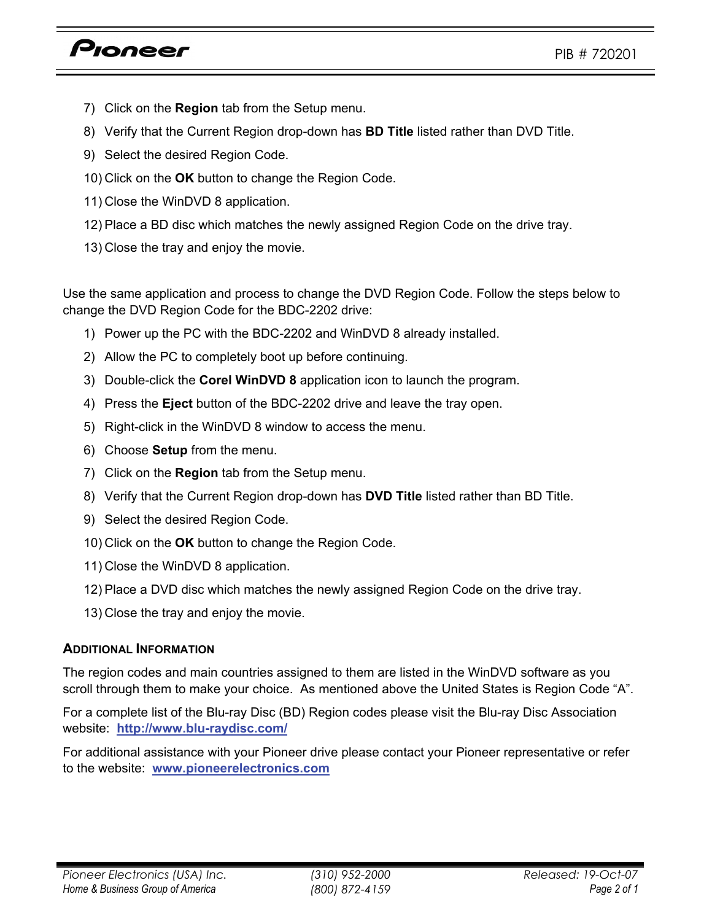7) Click on the **Region** tab from the Setup menu.
8) Verify that the Current Region drop-down has **BD Title** listed rather than DVD Title.
9) Select the desired Region Code.
10) Click on the **OK** button to change the Region Code.
11) Close the WinDVD 8 application.
12) Place a BD disc which matches the newly assigned Region Code on the drive tray.
13) Close the tray and enjoy the movie.

Use the same application and process to change the DVD Region Code. Follow the steps below to change the DVD Region Code for the BDC-2202 drive:

1) Power up the PC with the BDC-2202 and WinDVD 8 already installed.
2) Allow the PC to completely boot up before continuing.
3) Double-click the **Corel WinDVD 8** application icon to launch the program.
4) Press the **Eject** button of the BDC-2202 drive and leave the tray open.
5) Right-click in the WinDVD 8 window to access the menu.
6) Choose **Setup** from the menu.
7) Click on the **Region** tab from the Setup menu.
8) Verify that the Current Region drop-down has **DVD Title** listed rather than BD Title.
9) Select the desired Region Code.
10) Click on the **OK** button to change the Region Code.
11) Close the WinDVD 8 application.
12) Place a DVD disc which matches the newly assigned Region Code on the drive tray.
13) Close the tray and enjoy the movie.

## Additional Information

The region codes and main countries assigned to them are listed in the WinDVD software as you scroll through them to make your choice. As mentioned above the United States is Region Code "A".

For a complete list of the Blu-ray Disc (BD) Region codes please visit the Blu-ray Disc Association website: **http://www.blu-raydisc.com/**

For additional assistance with your Pioneer drive please contact your Pioneer representative or refer to the website: **www.pioneerelectronics.com**